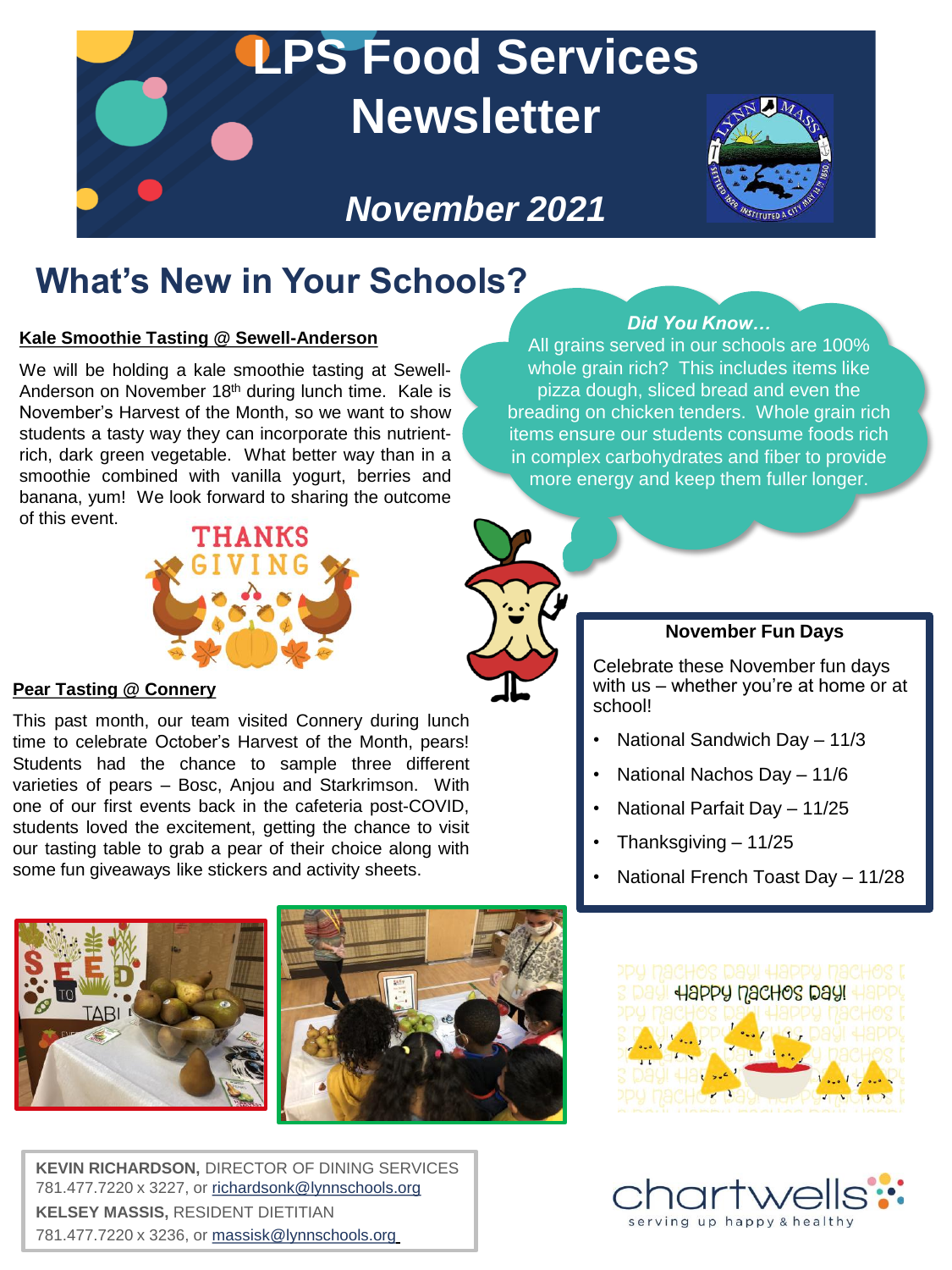# LPS Food Services Newsletter

## November 2021

## What's New in Your Schools?

### Kale Smoothie Tasting @ Sewell-Anderson

We will be holding a kale smoothie tasting at Sewell-Anderson on November 18th during lunch time. Kale is November's Harvest of the Month, so we want to show students a tasty way they can incorporate this nutrient-rich, dark green vegetable. What better way than in a smoothie combined with vanilla yogurt, berries and banana, yum! We look forward to sharing the outcome of this event.

### Pear Tasting @ Connery

This past month, our team visited Connery during lunch time to celebrate October's Harvest of the Month, pears! Students had the chance to sample three different varieties of pears – Bosc, Anjou and Starkrimson. With one of our first events back in the cafeteria post-COVID, students loved the excitement, getting the chance to visit our tasting table to grab a pear of their choice along with some fun giveaways like stickers and activity sheets.

***Did You Know…***

All grains served in our schools are 100% whole grain rich? This includes items like pizza dough, sliced bread and even the breading on chicken tenders. Whole grain rich items ensure our students consume foods rich in complex carbohydrates and fiber to provide more energy and keep them fuller longer.

### November Fun Days

Celebrate these November fun days with us – whether you're at home or at school!

- National Sandwich Day – 11/3
- National Nachos Day – 11/6
- National Parfait Day – 11/25
- Thanksgiving – 11/25
- National French Toast Day – 11/28

**KEVIN RICHARDSON,** DIRECTOR OF DINING SERVICES
781.477.7220 x 3227, or richardsonk@lynnschools.org
**KELSEY MASSIS,** RESIDENT DIETITIAN
781.477.7220 x 3236, or massisk@lynnschools.org

chartwells — serving up happy & healthy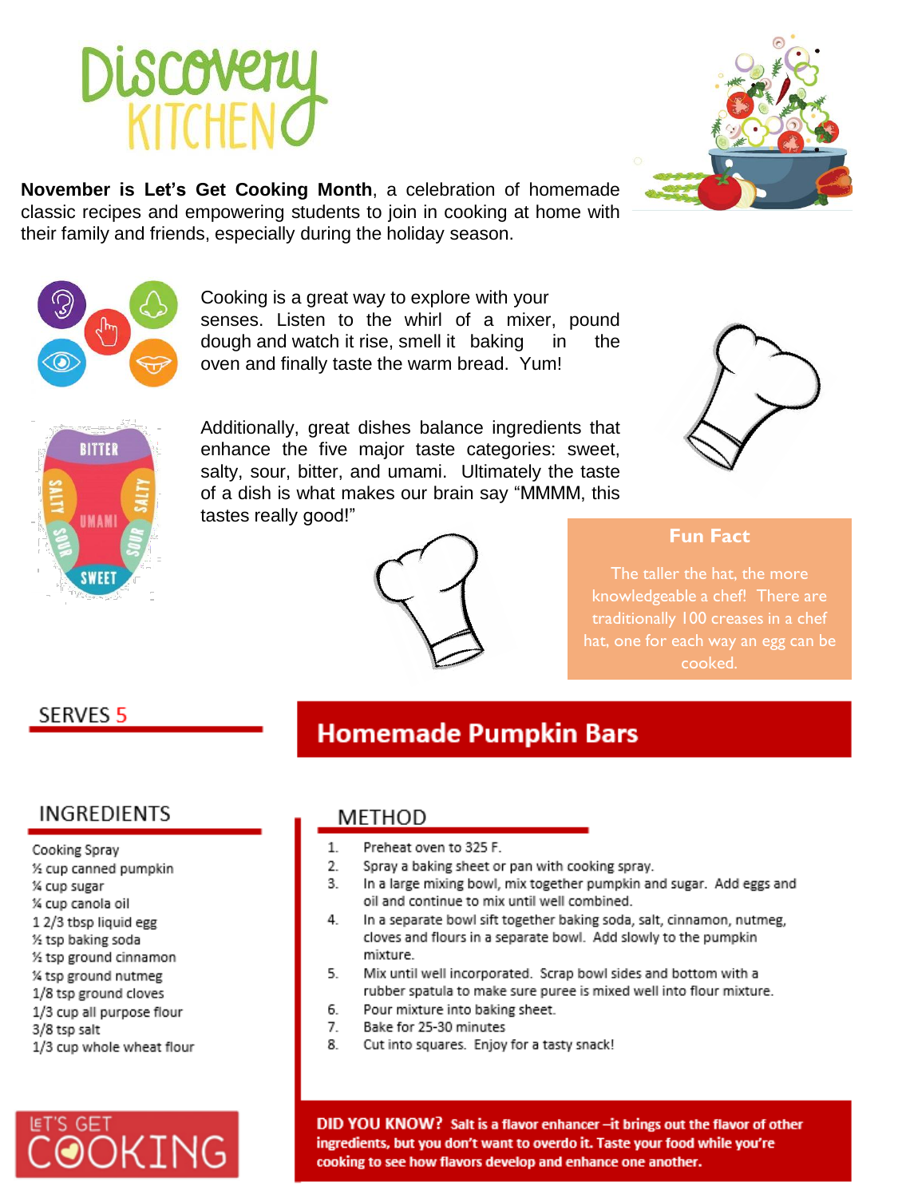# Discovery KITCHEN

**November is Let's Get Cooking Month**, a celebration of homemade classic recipes and empowering students to join in cooking at home with their family and friends, especially during the holiday season.

Cooking is a great way to explore with your senses. Listen to the whirl of a mixer, pound dough and watch it rise, smell it baking in the oven and finally taste the warm bread. Yum!

Additionally, great dishes balance ingredients that enhance the five major taste categories: sweet, salty, sour, bitter, and umami. Ultimately the taste of a dish is what makes our brain say "MMMM, this tastes really good!"

BITTER
SALTY
SALTY
UMAMI
SOUR
SOUR
SWEET

### Fun Fact

The taller the hat, the more knowledgeable a chef! There are traditionally 100 creases in a chef hat, one for each way an egg can be cooked.

SERVES 5

## Homemade Pumpkin Bars

### INGREDIENTS

Cooking Spray
½ cup canned pumpkin
¼ cup sugar
¼ cup canola oil
1 2/3 tbsp liquid egg
½ tsp baking soda
½ tsp ground cinnamon
¼ tsp ground nutmeg
1/8 tsp ground cloves
1/3 cup all purpose flour
3/8 tsp salt
1/3 cup whole wheat flour

### METHOD

1. Preheat oven to 325 F.
2. Spray a baking sheet or pan with cooking spray.
3. In a large mixing bowl, mix together pumpkin and sugar. Add eggs and oil and continue to mix until well combined.
4. In a separate bowl sift together baking soda, salt, cinnamon, nutmeg, cloves and flours in a separate bowl. Add slowly to the pumpkin mixture.
5. Mix until well incorporated. Scrap bowl sides and bottom with a rubber spatula to make sure puree is mixed well into flour mixture.
6. Pour mixture into baking sheet.
7. Bake for 25-30 minutes
8. Cut into squares. Enjoy for a tasty snack!

LET'S GET COOKING

**DID YOU KNOW?** **Salt is a flavor enhancer –it brings out the flavor of other ingredients, but you don't want to overdo it. Taste your food while you're cooking to see how flavors develop and enhance one another.**